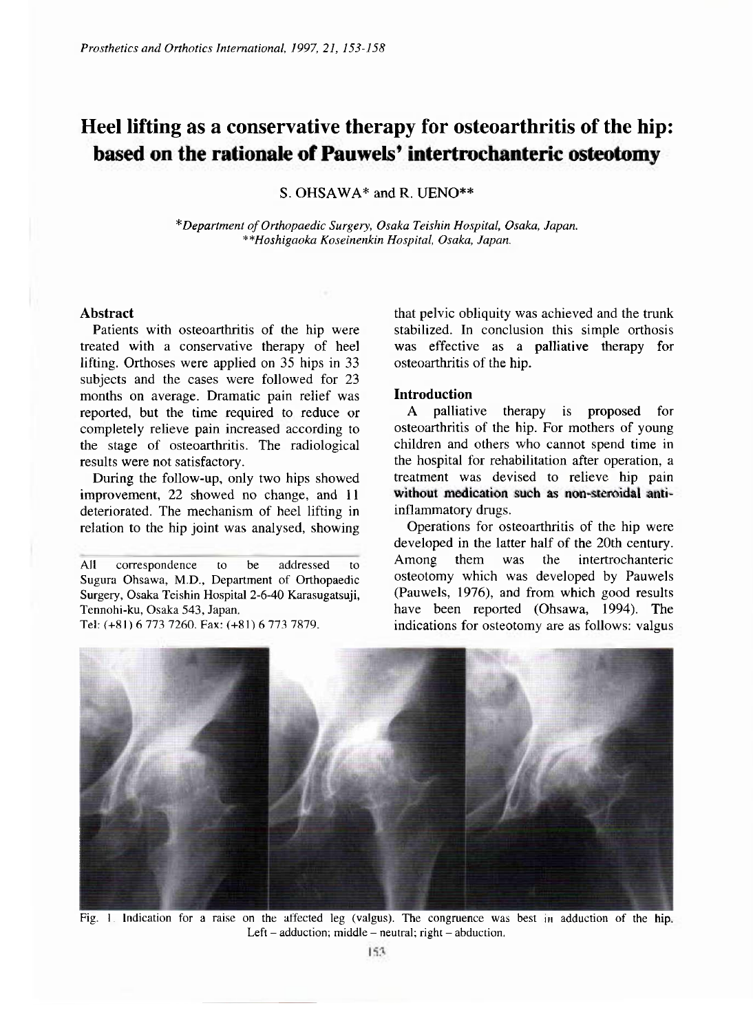# Heel lifting as a conservative therapy for osteoarthritis of the hip: based on the rationale of Pauwels' intertrochanteric osteotomy

S. OHSAWA* and R. UENO**

*Department of Orthopaedic Surgery, Osaka Teishin Hospital, Osaka, Japan.
**Hoshigaoka Koseinenkin Hospital, Osaka, Japan.

## Abstract

Patients with osteoarthritis of the hip were treated with a conservative therapy of heel lifting. Orthoses were applied on 35 hips in 33 subjects and the cases were followed for 23 months on average. Dramatic pain relief was reported, but the time required to reduce or completely relieve pain increased according to the stage of osteoarthritis. The radiological results were not satisfactory.

During the follow-up, only two hips showed improvement, 22 showed no change, and 11 deteriorated. The mechanism of heel lifting in relation to the hip joint was analysed, showing that pelvic obliquity was achieved and the trunk stabilized. In conclusion this simple orthosis was effective as a palliative therapy for osteoarthritis of the hip.

All correspondence to be addressed to Sugura Ohsawa, M.D., Department of Orthopaedic Surgery, Osaka Teishin Hospital 2-6-40 Karasugatsuji, Tennohi-ku, Osaka 543, Japan.
Tel: (+81) 6 773 7260. Fax: (+81) 6 773 7879.

## Introduction

A palliative therapy is proposed for osteoarthritis of the hip. For mothers of young children and others who cannot spend time in the hospital for rehabilitation after operation, a treatment was devised to relieve hip pain without medication such as non-steroidal anti-inflammatory drugs.

Operations for osteoarthritis of the hip were developed in the latter half of the 20th century. Among them was the intertrochanteric osteotomy which was developed by Pauwels (Pauwels, 1976), and from which good results have been reported (Ohsawa, 1994). The indications for osteotomy are as follows: valgus

Fig. 1. Indication for a raise on the affected leg (valgus). The congruence was best in adduction of the hip. Left – adduction; middle – neutral; right – abduction.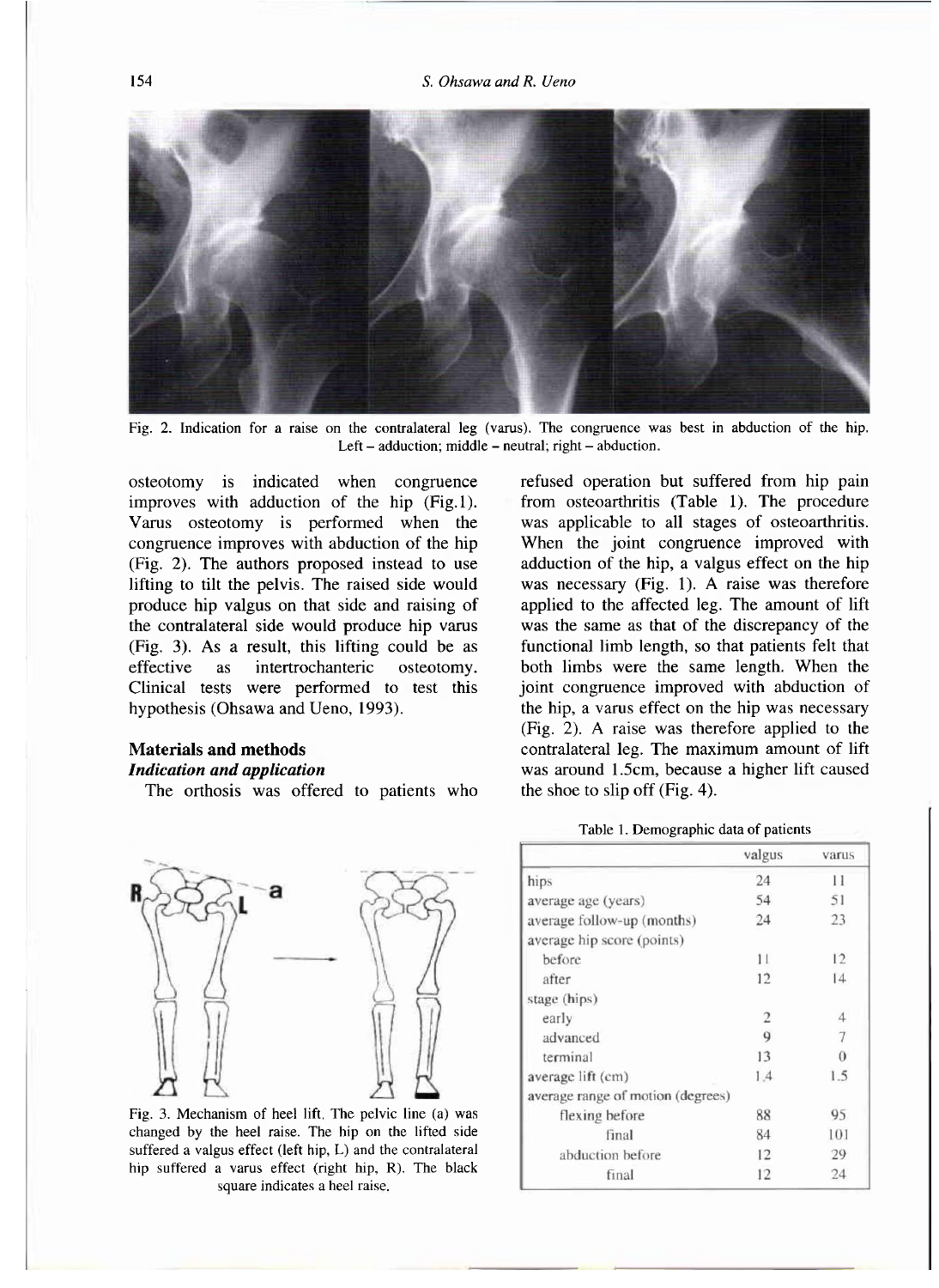Fig. 2. Indication for a raise on the contralateral leg (varus). The congruence was best in abduction of the hip. Left – adduction; middle – neutral; right – abduction.

osteotomy is indicated when congruence improves with adduction of the hip (Fig.1). Varus osteotomy is performed when the congruence improves with abduction of the hip (Fig. 2). The authors proposed instead to use lifting to tilt the pelvis. The raised side would produce hip valgus on that side and raising of the contralateral side would produce hip varus (Fig. 3). As a result, this lifting could be as effective as intertrochanteric osteotomy. Clinical tests were performed to test this hypothesis (Ohsawa and Ueno, 1993).

## Materials and methods

### *Indication and application*

The orthosis was offered to patients who refused operation but suffered from hip pain from osteoarthritis (Table 1). The procedure was applicable to all stages of osteoarthritis. When the joint congruence improved with adduction of the hip, a valgus effect on the hip was necessary (Fig. 1). A raise was therefore applied to the affected leg. The amount of lift was the same as that of the discrepancy of the functional limb length, so that patients felt that both limbs were the same length. When the joint congruence improved with abduction of the hip, a varus effect on the hip was necessary (Fig. 2). A raise was therefore applied to the contralateral leg. The maximum amount of lift was around 1.5cm, because a higher lift caused the shoe to slip off (Fig. 4).

Fig. 3. Mechanism of heel lift. The pelvic line (a) was changed by the heel raise. The hip on the lifted side suffered a valgus effect (left hip, L) and the contralateral hip suffered a varus effect (right hip, R). The black square indicates a heel raise.

Table 1. Demographic data of patients

| | valgus | varus |
|---|---|---|
| hips | 24 | 11 |
| average age (years) | 54 | 51 |
| average follow-up (months) | 24 | 23 |
| average hip score (points) | | |
| before | 11 | 12 |
| after | 12 | 14 |
| stage (hips) | | |
| early | 2 | 4 |
| advanced | 9 | 7 |
| terminal | 13 | 0 |
| average lift (cm) | 1.4 | 1.5 |
| average range of motion (degrees) | | |
| flexing before | 88 | 95 |
| final | 84 | 101 |
| abduction before | 12 | 29 |
| final | 12 | 24 |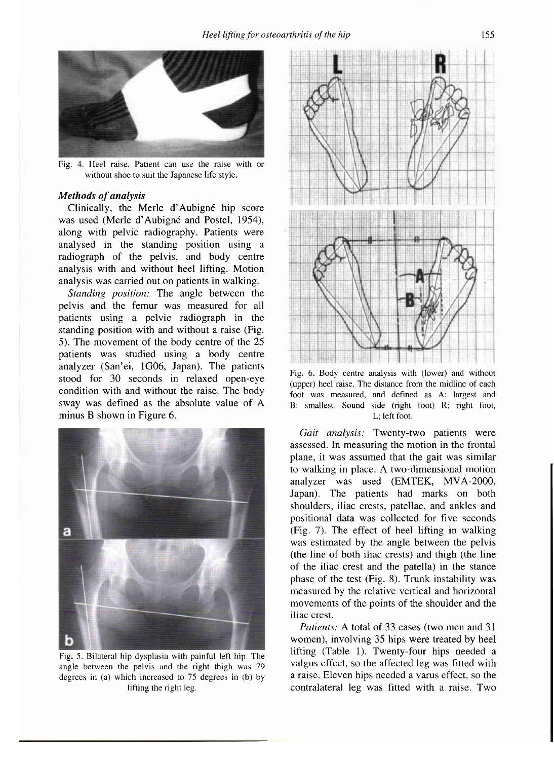Fig. 4. Heel raise. Patient can use the raise with or without shoe to suit the Japanese life style.

### *Methods of analysis*

Clinically, the Merle d'Aubigné hip score was used (Merle d'Aubigné and Postel, 1954), along with pelvic radiography. Patients were analysed in the standing position using a radiograph of the pelvis, and body centre analysis with and without heel lifting. Motion analysis was carried out on patients in walking.

*Standing position:* The angle between the pelvis and the femur was measured for all patients using a pelvic radiograph in the standing position with and without a raise (Fig. 5). The movement of the body centre of the 25 patients was studied using a body centre analyzer (San'ei, 1G06, Japan). The patients stood for 30 seconds in relaxed open-eye condition with and without the raise. The body sway was defined as the absolute value of A minus B shown in Figure 6.

Fig. 5. Bilateral hip dysplasia with painful left hip. The angle between the pelvis and the right thigh was 79 degrees in (a) which increased to 75 degrees in (b) by lifting the right leg.

Fig. 6. Body centre analysis with (lower) and without (upper) heel raise. The distance from the midline of each foot was measured, and defined as A: largest and B: smallest. Sound side (right foot) R; right foot, L; left foot.

*Gait analysis:* Twenty-two patients were assessed. In measuring the motion in the frontal plane, it was assumed that the gait was similar to walking in place. A two-dimensional motion analyzer was used (EMTEK, MVA-2000, Japan). The patients had marks on both shoulders, iliac crests, patellae, and ankles and positional data was collected for five seconds (Fig. 7). The effect of heel lifting in walking was estimated by the angle between the pelvis (the line of both iliac crests) and thigh (the line of the iliac crest and the patella) in the stance phase of the test (Fig. 8). Trunk instability was measured by the relative vertical and horizontal movements of the points of the shoulder and the iliac crest.

*Patients:* A total of 33 cases (two men and 31 women), involving 35 hips were treated by heel lifting (Table 1). Twenty-four hips needed a valgus effect, so the affected leg was fitted with a raise. Eleven hips needed a varus effect, so the contralateral leg was fitted with a raise. Two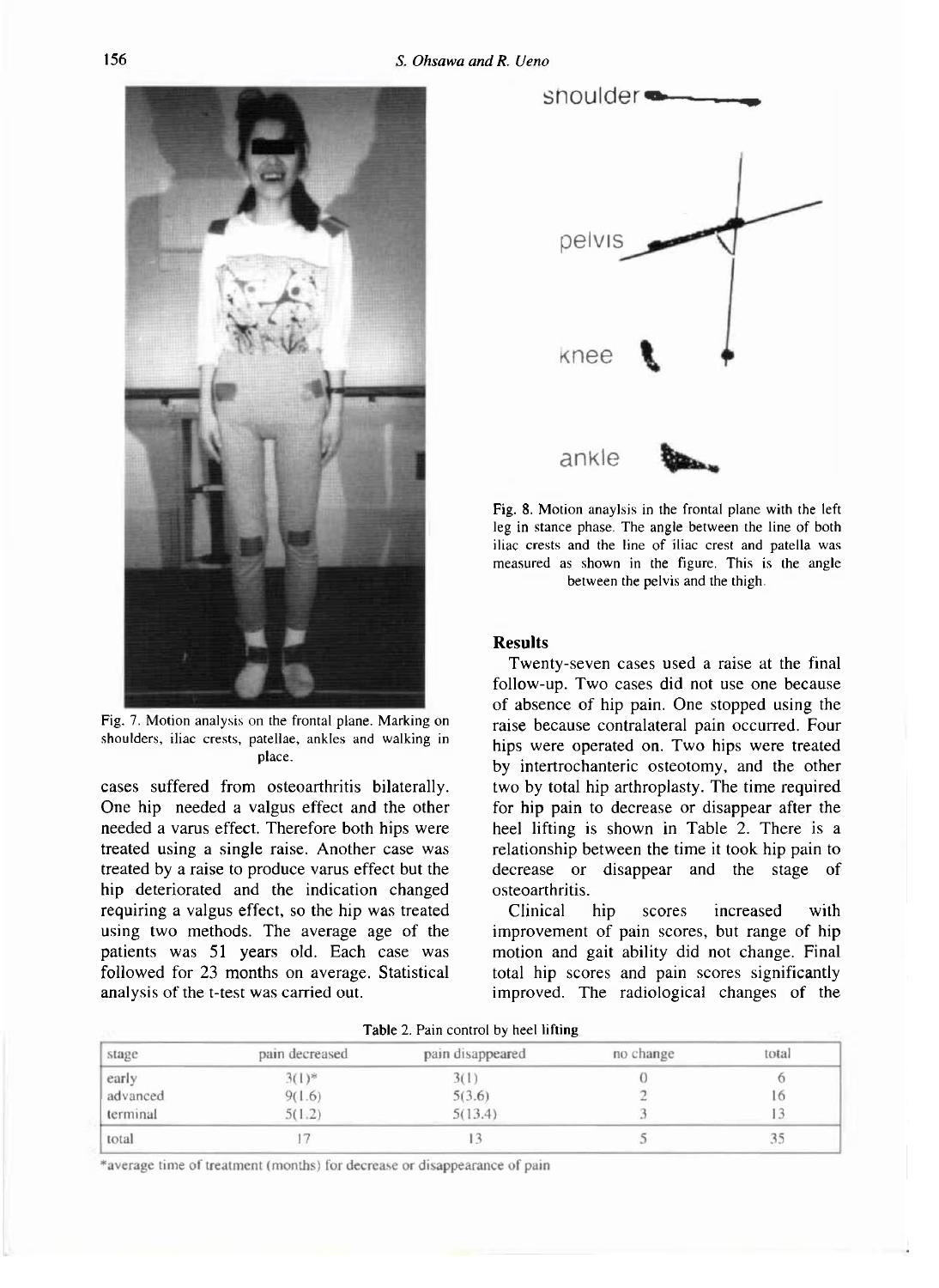Fig. 7. Motion analysis on the frontal plane. Marking on shoulders, iliac crests, patellae, ankles and walking in place.

cases suffered from osteoarthritis bilaterally. One hip needed a valgus effect and the other needed a varus effect. Therefore both hips were treated using a single raise. Another case was treated by a raise to produce varus effect but the hip deteriorated and the indication changed requiring a valgus effect, so the hip was treated using two methods. The average age of the patients was 51 years old. Each case was followed for 23 months on average. Statistical analysis of the t-test was carried out.

Fig. 8. Motion anaylsis in the frontal plane with the left leg in stance phase. The angle between the line of both iliac crests and the line of iliac crest and patella was measured as shown in the figure. This is the angle between the pelvis and the thigh.

## Results

Twenty-seven cases used a raise at the final follow-up. Two cases did not use one because of absence of hip pain. One stopped using the raise because contralateral pain occurred. Four hips were operated on. Two hips were treated by intertrochanteric osteotomy, and the other two by total hip arthroplasty. The time required for hip pain to decrease or disappear after the heel lifting is shown in Table 2. There is a relationship between the time it took hip pain to decrease or disappear and the stage of osteoarthritis.

Clinical hip scores increased with improvement of pain scores, but range of hip motion and gait ability did not change. Final total hip scores and pain scores significantly improved. The radiological changes of the

**Table 2.** Pain control by heel lifting

| stage | pain decreased | pain disappeared | no change | total |
|---|---|---|---|---|
| early | 3(1)* | 3(1) | 0 | 6 |
| advanced | 9(1.6) | 5(3.6) | 2 | 16 |
| terminal | 5(1.2) | 5(13.4) | 3 | 13 |
| total | 17 | 13 | 5 | 35 |

*average time of treatment (months) for decrease or disappearance of pain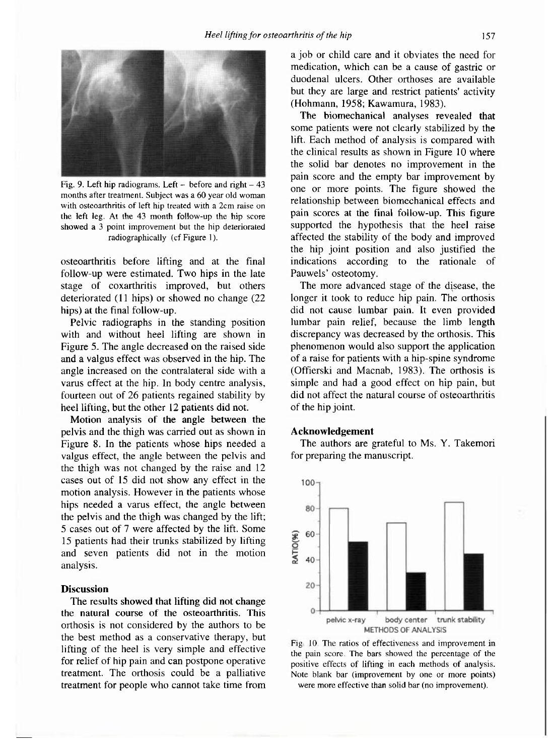Fig. 9. Left hip radiograms. Left – before and right – 43 months after treatment. Subject was a 60 year old woman with osteoarthritis of left hip treated with a 2cm raise on the left leg. At the 43 month follow-up the hip score showed a 3 point improvement but the hip deteriorated radiographically (cf Figure 1).

osteoarthritis before lifting and at the final follow-up were estimated. Two hips in the late stage of coxarthritis improved, but others deteriorated (11 hips) or showed no change (22 hips) at the final follow-up.

Pelvic radiographs in the standing position with and without heel lifting are shown in Figure 5. The angle decreased on the raised side and a valgus effect was observed in the hip. The angle increased on the contralateral side with a varus effect at the hip. In body centre analysis, fourteen out of 26 patients regained stability by heel lifting, but the other 12 patients did not.

Motion analysis of the angle between the pelvis and the thigh was carried out as shown in Figure 8. In the patients whose hips needed a valgus effect, the angle between the pelvis and the thigh was not changed by the raise and 12 cases out of 15 did not show any effect in the motion analysis. However in the patients whose hips needed a varus effect, the angle between the pelvis and the thigh was changed by the lift; 5 cases out of 7 were affected by the lift. Some 15 patients had their trunks stabilized by lifting and seven patients did not in the motion analysis.

## Discussion

The results showed that lifting did not change the natural course of the osteoarthritis. This orthosis is not considered by the authors to be the best method as a conservative therapy, but lifting of the heel is very simple and effective for relief of hip pain and can postpone operative treatment. The orthosis could be a palliative treatment for people who cannot take time from a job or child care and it obviates the need for medication, which can be a cause of gastric or duodenal ulcers. Other orthoses are available but they are large and restrict patients' activity (Hohmann, 1958; Kawamura, 1983).

The biomechanical analyses revealed that some patients were not clearly stabilized by the lift. Each method of analysis is compared with the clinical results as shown in Figure 10 where the solid bar denotes no improvement in the pain score and the empty bar improvement by one or more points. The figure showed the relationship between biomechanical effects and pain scores at the final follow-up. This figure supported the hypothesis that the heel raise affected the stability of the body and improved the hip joint position and also justified the indications according to the rationale of Pauwels' osteotomy.

The more advanced stage of the disease, the longer it took to reduce hip pain. The orthosis did not cause lumbar pain. It even provided lumbar pain relief, because the limb length discrepancy was decreased by the orthosis. This phenomenon would also support the application of a raise for patients with a hip-spine syndrome (Offierski and Macnab, 1983). The orthosis is simple and had a good effect on hip pain, but did not affect the natural course of osteoarthritis of the hip joint.

## Acknowledgement

The authors are grateful to Ms. Y. Takemori for preparing the manuscript.

Fig. 10. The ratios of effectiveness and improvement in the pain score. The bars showed the percentage of the positive effects of lifting in each methods of analysis. Note blank bar (improvement by one or more points) were more effective than solid bar (no improvement).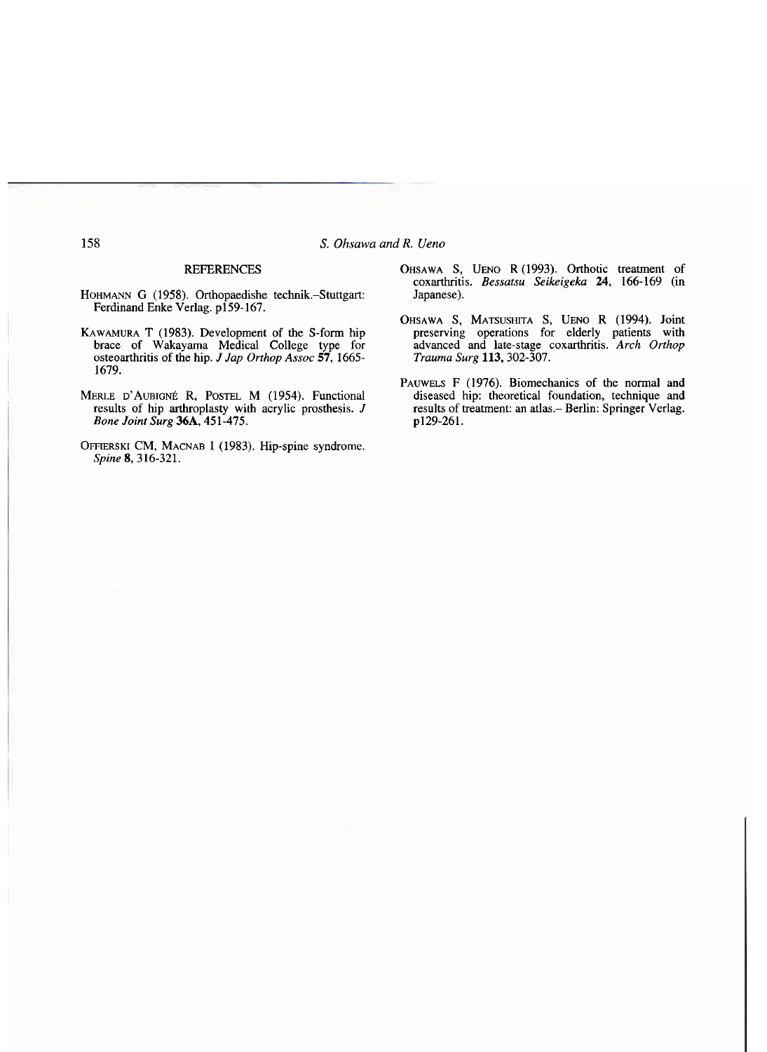## REFERENCES

HOHMANN G (1958). Orthopaedishe technik.–Stuttgart: Ferdinand Enke Verlag. p159-167.

KAWAMURA T (1983). Development of the S-form hip brace of Wakayama Medical College type for osteoarthritis of the hip. *J Jap Orthop Assoc* **57**, 1665-1679.

MERLE D'AUBIGNÉ R, POSTEL M (1954). Functional results of hip arthroplasty with acrylic prosthesis. *J Bone Joint Surg* **36A**, 451-475.

OFFIERSKI CM, MACNAB I (1983). Hip-spine syndrome. *Spine* **8**, 316-321.

OHSAWA S, UENO R (1993). Orthotic treatment of coxarthritis. *Bessatsu Seikeigeka* **24**, 166-169 (in Japanese).

OHSAWA S, MATSUSHITA S, UENO R (1994). Joint preserving operations for elderly patients with advanced and late-stage coxarthritis. *Arch Orthop Trauma Surg* **113**, 302-307.

PAUWELS F (1976). Biomechanics of the normal and diseased hip: theoretical foundation, technique and results of treatment: an atlas.– Berlin: Springer Verlag. p129-261.